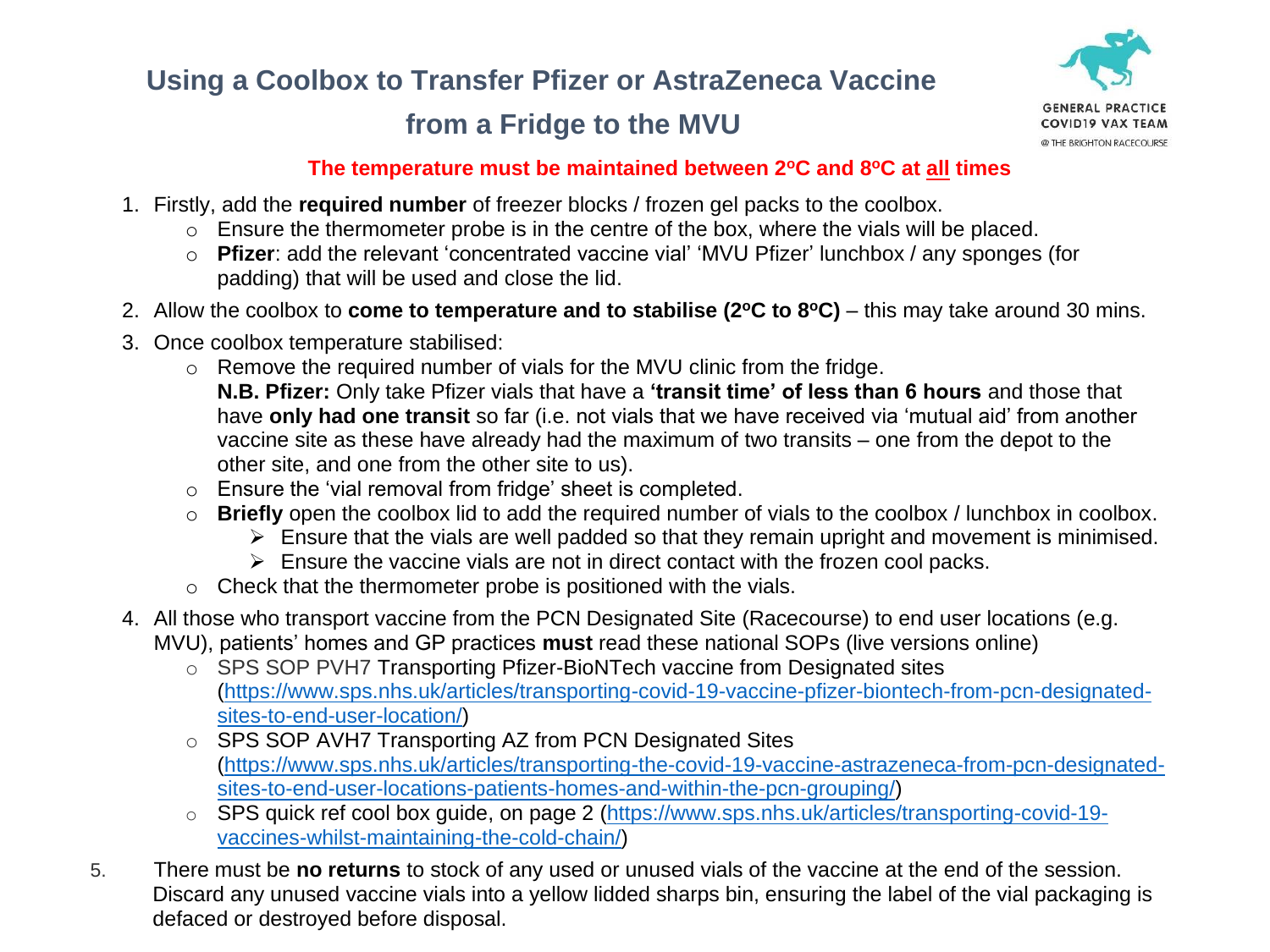# Using a Coolbox to Transfer Pfizer or AstraZeneca Vaccine from a Fridge to the MVU

GENERAL PRACTICE COVID19 VAX TEAM @ THE BRIGHTON RACECOURSE

**The temperature must be maintained between 2ºC and 8ºC at all times**

1. Firstly, add the **required number** of freezer blocks / frozen gel packs to the coolbox.
   - Ensure the thermometer probe is in the centre of the box, where the vials will be placed.
   - **Pfizer**: add the relevant 'concentrated vaccine vial' 'MVU Pfizer' lunchbox / any sponges (for padding) that will be used and close the lid.
2. Allow the coolbox to **come to temperature and to stabilise (2ºC to 8ºC)** – this may take around 30 mins.
3. Once coolbox temperature stabilised:
   - Remove the required number of vials for the MVU clinic from the fridge.
     **N.B. Pfizer:** Only take Pfizer vials that have a **'transit time' of less than 6 hours** and those that have **only had one transit** so far (i.e. not vials that we have received via 'mutual aid' from another vaccine site as these have already had the maximum of two transits – one from the depot to the other site, and one from the other site to us).
   - Ensure the 'vial removal from fridge' sheet is completed.
   - **Briefly** open the coolbox lid to add the required number of vials to the coolbox / lunchbox in coolbox.
     - Ensure that the vials are well padded so that they remain upright and movement is minimised.
     - Ensure the vaccine vials are not in direct contact with the frozen cool packs.
   - Check that the thermometer probe is positioned with the vials.
4. All those who transport vaccine from the PCN Designated Site (Racecourse) to end user locations (e.g. MVU), patients' homes and GP practices **must** read these national SOPs (live versions online)
   - SPS SOP PVH7 Transporting Pfizer-BioNTech vaccine from Designated sites (https://www.sps.nhs.uk/articles/transporting-covid-19-vaccine-pfizer-biontech-from-pcn-designated-sites-to-end-user-location/)
   - SPS SOP AVH7 Transporting AZ from PCN Designated Sites (https://www.sps.nhs.uk/articles/transporting-the-covid-19-vaccine-astrazeneca-from-pcn-designated-sites-to-end-user-locations-patients-homes-and-within-the-pcn-grouping/)
   - SPS quick ref cool box guide, on page 2 (https://www.sps.nhs.uk/articles/transporting-covid-19-vaccines-whilst-maintaining-the-cold-chain/)
5. There must be **no returns** to stock of any used or unused vials of the vaccine at the end of the session. Discard any unused vaccine vials into a yellow lidded sharps bin, ensuring the label of the vial packaging is defaced or destroyed before disposal.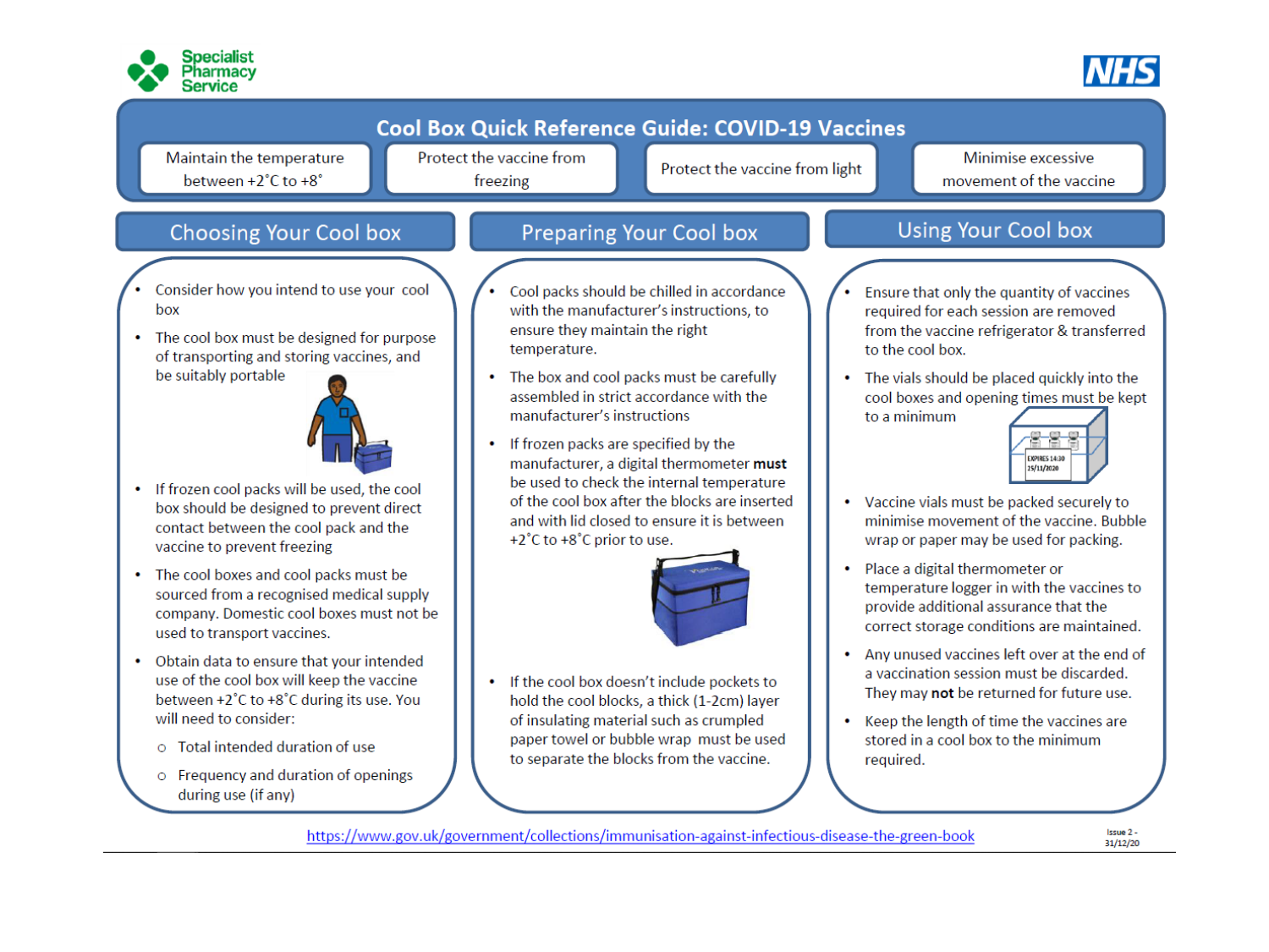Specialist Pharmacy Service

NHS

# Cool Box Quick Reference Guide: COVID-19 Vaccines

- Maintain the temperature between +2˚C to +8˚
- Protect the vaccine from freezing
- Protect the vaccine from light
- Minimise excessive movement of the vaccine

## Choosing Your Cool box

- Consider how you intend to use your cool box
- The cool box must be designed for purpose of transporting and storing vaccines, and be suitably portable
- If frozen cool packs will be used, the cool box should be designed to prevent direct contact between the cool pack and the vaccine to prevent freezing
- The cool boxes and cool packs must be sourced from a recognised medical supply company. Domestic cool boxes must not be used to transport vaccines.
- Obtain data to ensure that your intended use of the cool box will keep the vaccine between +2˚C to +8˚C during its use. You will need to consider:
  - Total intended duration of use
  - Frequency and duration of openings during use (if any)

## Preparing Your Cool box

- Cool packs should be chilled in accordance with the manufacturer's instructions, to ensure they maintain the right temperature.
- The box and cool packs must be carefully assembled in strict accordance with the manufacturer's instructions
- If frozen packs are specified by the manufacturer, a digital thermometer **must** be used to check the internal temperature of the cool box after the blocks are inserted and with lid closed to ensure it is between +2˚C to +8˚C prior to use.
- If the cool box doesn't include pockets to hold the cool blocks, a thick (1-2cm) layer of insulating material such as crumpled paper towel or bubble wrap must be used to separate the blocks from the vaccine.

## Using Your Cool box

- Ensure that only the quantity of vaccines required for each session are removed from the vaccine refrigerator & transferred to the cool box.
- The vials should be placed quickly into the cool boxes and opening times must be kept to a minimum
- Vaccine vials must be packed securely to minimise movement of the vaccine. Bubble wrap or paper may be used for packing.
- Place a digital thermometer or temperature logger in with the vaccines to provide additional assurance that the correct storage conditions are maintained.
- Any unused vaccines left over at the end of a vaccination session must be discarded. They may **not** be returned for future use.
- Keep the length of time the vaccines are stored in a cool box to the minimum required.

https://www.gov.uk/government/collections/immunisation-against-infectious-disease-the-green-book

Issue 2 - 31/12/20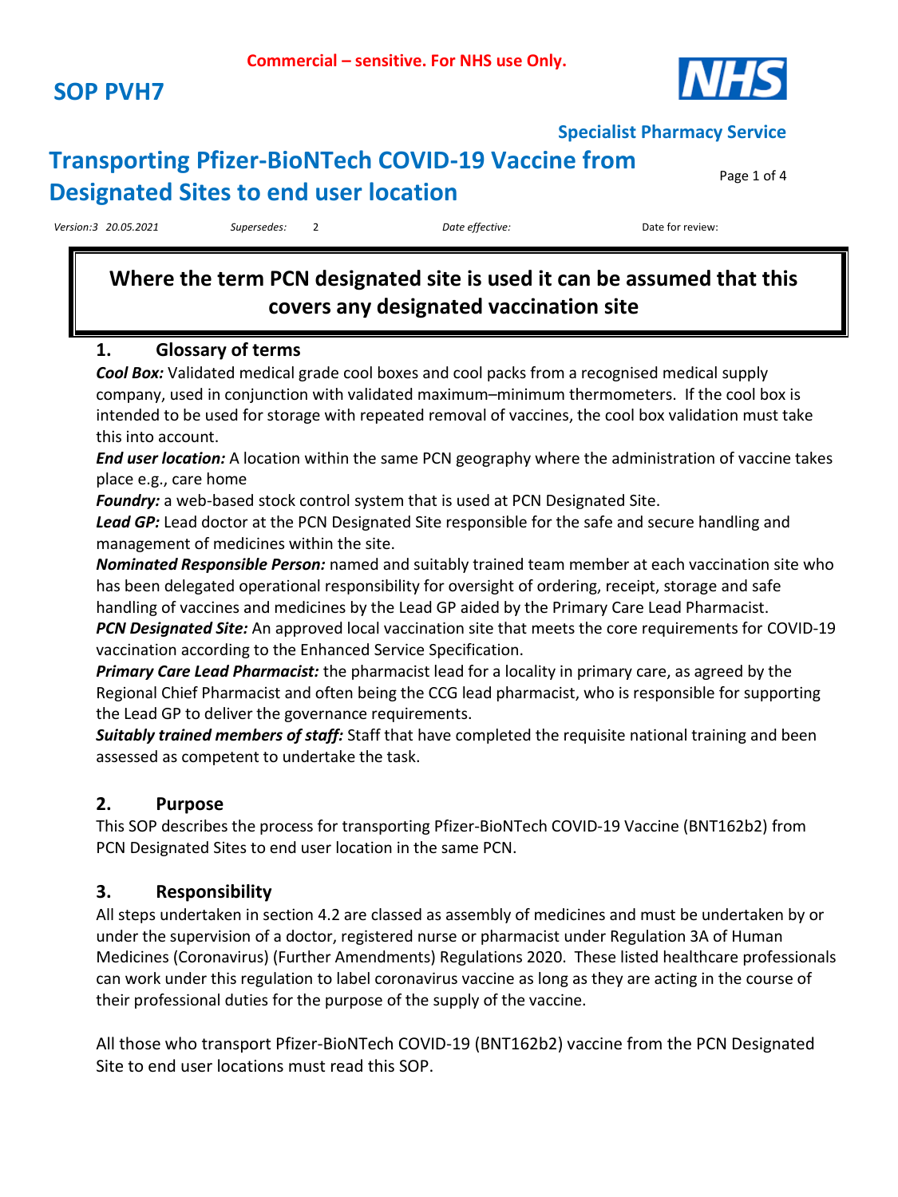**Commercial – sensitive. For NHS use Only.**

# SOP PVH7

**Specialist Pharmacy Service**

## Transporting Pfizer-BioNTech COVID-19 Vaccine from Designated Sites to end user location

*Version:3 20.05.2021* *Supersedes:* 2 *Date effective:* Date for review:

**Where the term PCN designated site is used it can be assumed that this covers any designated vaccination site**

### 1. Glossary of terms

***Cool Box:*** Validated medical grade cool boxes and cool packs from a recognised medical supply company, used in conjunction with validated maximum–minimum thermometers. If the cool box is intended to be used for storage with repeated removal of vaccines, the cool box validation must take this into account.

***End user location:*** A location within the same PCN geography where the administration of vaccine takes place e.g., care home

***Foundry:*** a web-based stock control system that is used at PCN Designated Site.

***Lead GP:*** Lead doctor at the PCN Designated Site responsible for the safe and secure handling and management of medicines within the site.

***Nominated Responsible Person:*** named and suitably trained team member at each vaccination site who has been delegated operational responsibility for oversight of ordering, receipt, storage and safe handling of vaccines and medicines by the Lead GP aided by the Primary Care Lead Pharmacist.

***PCN Designated Site:*** An approved local vaccination site that meets the core requirements for COVID-19 vaccination according to the Enhanced Service Specification.

***Primary Care Lead Pharmacist:*** the pharmacist lead for a locality in primary care, as agreed by the Regional Chief Pharmacist and often being the CCG lead pharmacist, who is responsible for supporting the Lead GP to deliver the governance requirements.

***Suitably trained members of staff:*** Staff that have completed the requisite national training and been assessed as competent to undertake the task.

### 2. Purpose

This SOP describes the process for transporting Pfizer-BioNTech COVID-19 Vaccine (BNT162b2) from PCN Designated Sites to end user location in the same PCN.

### 3. Responsibility

All steps undertaken in section 4.2 are classed as assembly of medicines and must be undertaken by or under the supervision of a doctor, registered nurse or pharmacist under Regulation 3A of Human Medicines (Coronavirus) (Further Amendments) Regulations 2020. These listed healthcare professionals can work under this regulation to label coronavirus vaccine as long as they are acting in the course of their professional duties for the purpose of the supply of the vaccine.

All those who transport Pfizer-BioNTech COVID-19 (BNT162b2) vaccine from the PCN Designated Site to end user locations must read this SOP.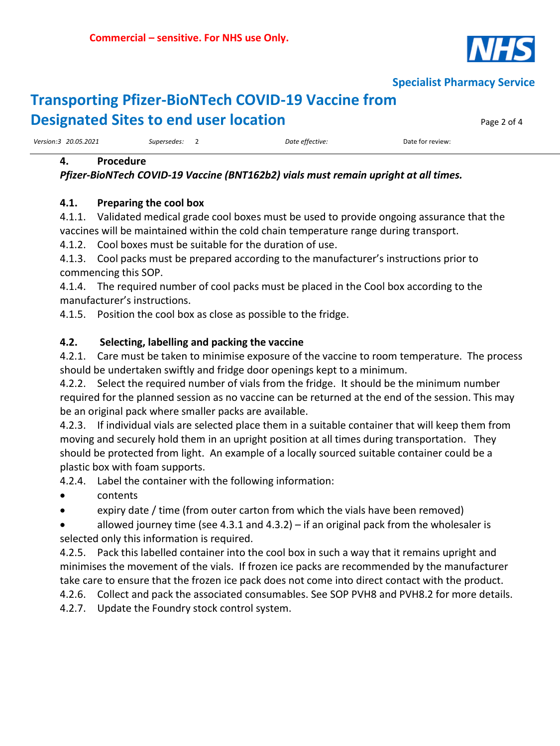## 4. Procedure

***Pfizer-BioNTech COVID-19 Vaccine (BNT162b2) vials must remain upright at all times.***

### 4.1. Preparing the cool box

4.1.1. Validated medical grade cool boxes must be used to provide ongoing assurance that the vaccines will be maintained within the cold chain temperature range during transport.

4.1.2. Cool boxes must be suitable for the duration of use.

4.1.3. Cool packs must be prepared according to the manufacturer's instructions prior to commencing this SOP.

4.1.4. The required number of cool packs must be placed in the Cool box according to the manufacturer's instructions.

4.1.5. Position the cool box as close as possible to the fridge.

### 4.2. Selecting, labelling and packing the vaccine

4.2.1. Care must be taken to minimise exposure of the vaccine to room temperature. The process should be undertaken swiftly and fridge door openings kept to a minimum.

4.2.2. Select the required number of vials from the fridge. It should be the minimum number required for the planned session as no vaccine can be returned at the end of the session. This may be an original pack where smaller packs are available.

4.2.3. If individual vials are selected place them in a suitable container that will keep them from moving and securely hold them in an upright position at all times during transportation. They should be protected from light. An example of a locally sourced suitable container could be a plastic box with foam supports.

4.2.4. Label the container with the following information:

- contents
- expiry date / time (from outer carton from which the vials have been removed)
- allowed journey time (see 4.3.1 and 4.3.2) – if an original pack from the wholesaler is selected only this information is required.

4.2.5. Pack this labelled container into the cool box in such a way that it remains upright and minimises the movement of the vials. If frozen ice packs are recommended by the manufacturer take care to ensure that the frozen ice pack does not come into direct contact with the product.

4.2.6. Collect and pack the associated consumables. See SOP PVH8 and PVH8.2 for more details.

4.2.7. Update the Foundry stock control system.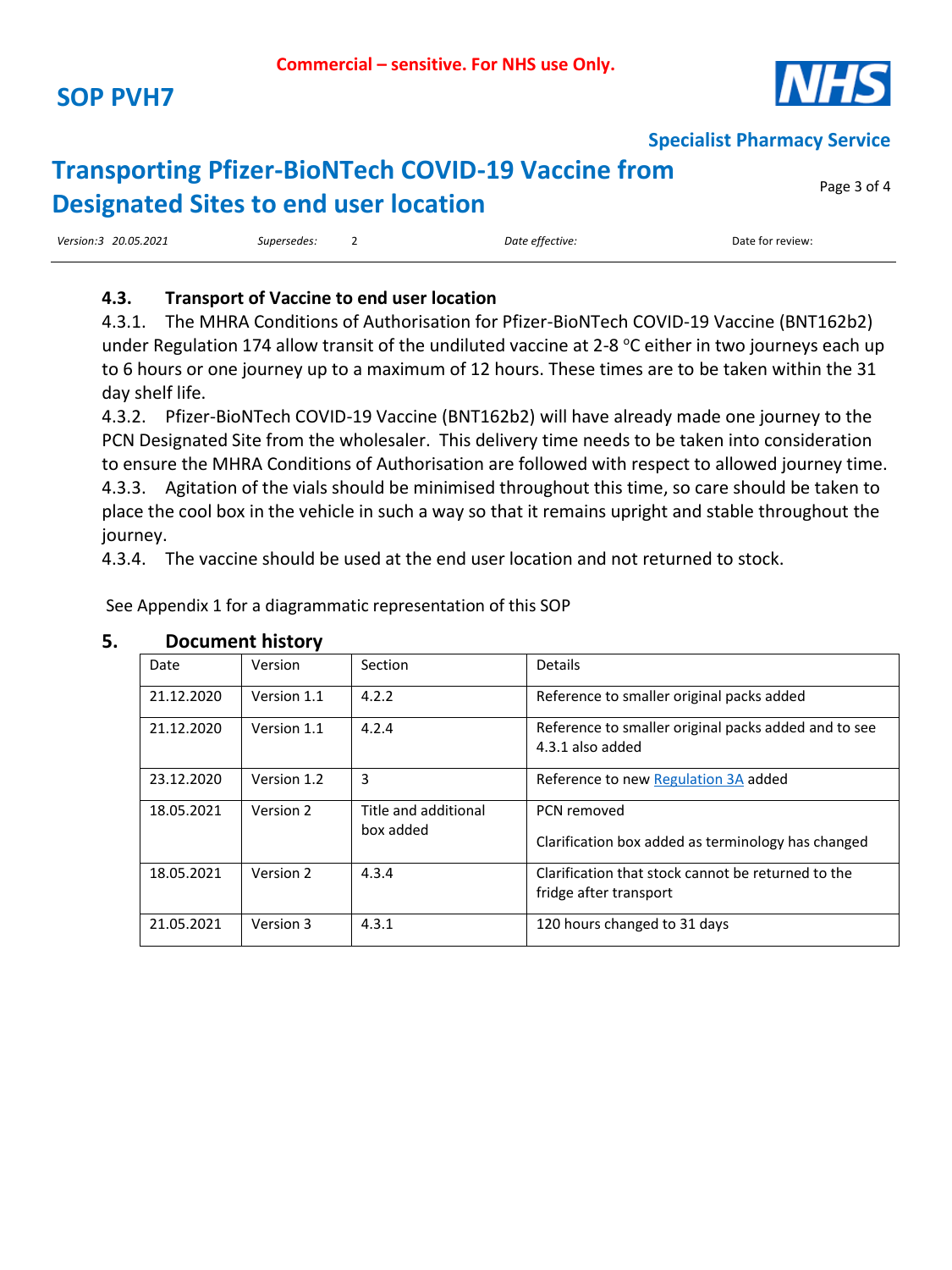### 4.3. Transport of Vaccine to end user location

4.3.1. The MHRA Conditions of Authorisation for Pfizer-BioNTech COVID-19 Vaccine (BNT162b2) under Regulation 174 allow transit of the undiluted vaccine at 2-8 °C either in two journeys each up to 6 hours or one journey up to a maximum of 12 hours. These times are to be taken within the 31 day shelf life.

4.3.2. Pfizer-BioNTech COVID-19 Vaccine (BNT162b2) will have already made one journey to the PCN Designated Site from the wholesaler. This delivery time needs to be taken into consideration to ensure the MHRA Conditions of Authorisation are followed with respect to allowed journey time.

4.3.3. Agitation of the vials should be minimised throughout this time, so care should be taken to place the cool box in the vehicle in such a way so that it remains upright and stable throughout the journey.

4.3.4. The vaccine should be used at the end user location and not returned to stock.

See Appendix 1 for a diagrammatic representation of this SOP

## 5. Document history

| Date | Version | Section | Details |
|---|---|---|---|
| 21.12.2020 | Version 1.1 | 4.2.2 | Reference to smaller original packs added |
| 21.12.2020 | Version 1.1 | 4.2.4 | Reference to smaller original packs added and to see 4.3.1 also added |
| 23.12.2020 | Version 1.2 | 3 | Reference to new Regulation 3A added |
| 18.05.2021 | Version 2 | Title and additional box added | PCN removed<br><br>Clarification box added as terminology has changed |
| 18.05.2021 | Version 2 | 4.3.4 | Clarification that stock cannot be returned to the fridge after transport |
| 21.05.2021 | Version 3 | 4.3.1 | 120 hours changed to 31 days |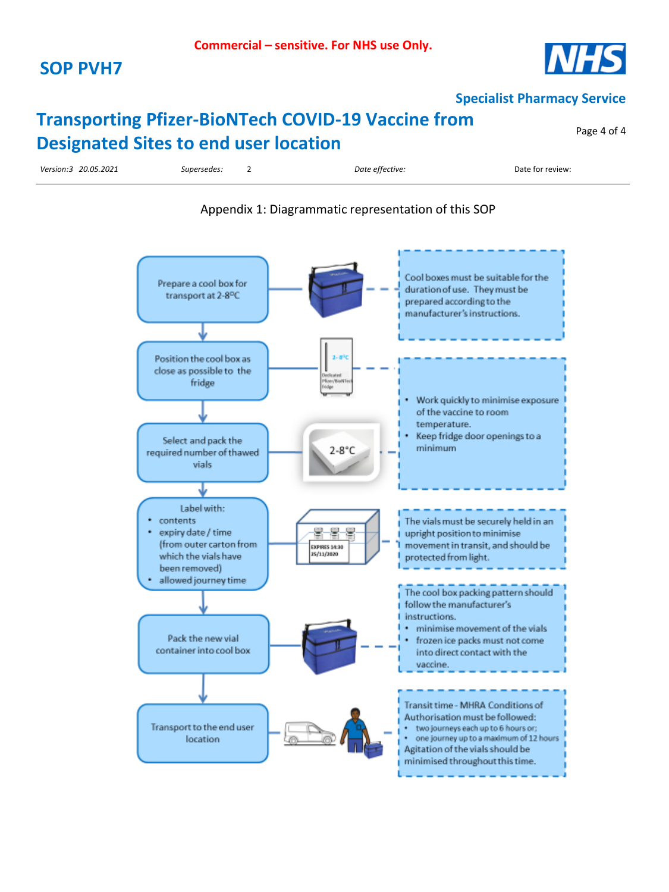Appendix 1: Diagrammatic representation of this SOP

Prepare a cool box for transport at 2-8ºC

Cool boxes must be suitable for the duration of use. They must be prepared according to the manufacturer's instructions.

Position the cool box as close as possible to the fridge

Select and pack the required number of thawed vials

- Work quickly to minimise exposure of the vaccine to room temperature.
- Keep fridge door openings to a minimum

Label with:

- contents
- expiry date / time (from outer carton from which the vials have been removed)
- allowed journey time

The vials must be securely held in an upright position to minimise movement in transit, and should be protected from light.

Pack the new vial container into cool box

The cool box packing pattern should follow the manufacturer's instructions.

- minimise movement of the vials
- frozen ice packs must not come into direct contact with the vaccine.

Transport to the end user location

Transit time - MHRA Conditions of Authorisation must be followed:

- two journeys each up to 6 hours or;
- one journey up to a maximum of 12 hours

Agitation of the vials should be minimised throughout this time.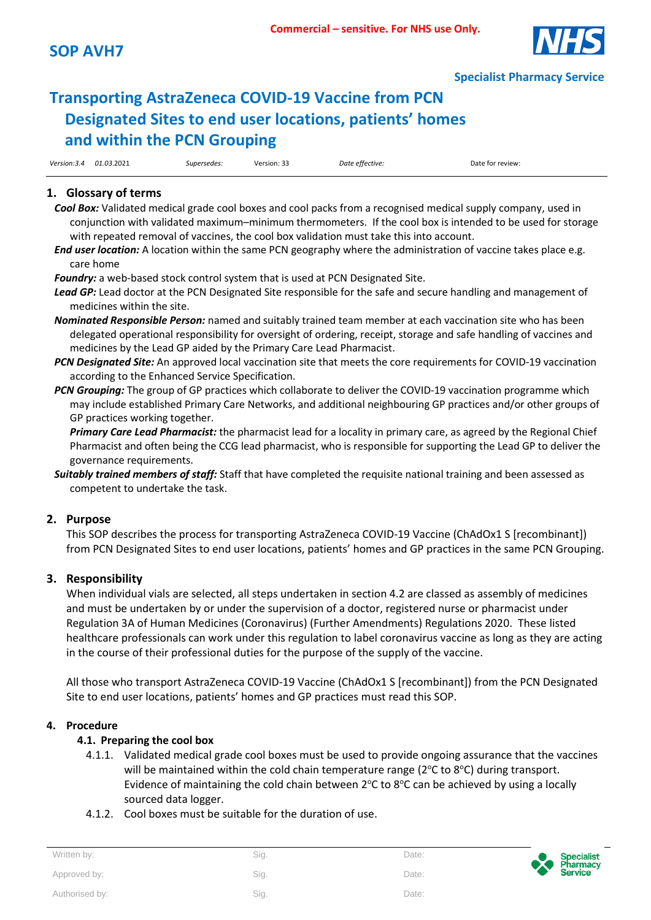Commercial – sensitive. For NHS use Only.

# SOP AVH7

Specialist Pharmacy Service

# Transporting AstraZeneca COVID-19 Vaccine from PCN Designated Sites to end user locations, patients' homes and within the PCN Grouping

| Version:3.4 | 01.03.2021 | Supersedes: | Version: 33 | Date effective: | Date for review: |
|---|---|---|---|---|---|

## 1. Glossary of terms

***Cool Box:*** Validated medical grade cool boxes and cool packs from a recognised medical supply company, used in conjunction with validated maximum–minimum thermometers. If the cool box is intended to be used for storage with repeated removal of vaccines, the cool box validation must take this into account.

***End user location:*** A location within the same PCN geography where the administration of vaccine takes place e.g. care home

***Foundry:*** a web-based stock control system that is used at PCN Designated Site.

***Lead GP:*** Lead doctor at the PCN Designated Site responsible for the safe and secure handling and management of medicines within the site.

***Nominated Responsible Person:*** named and suitably trained team member at each vaccination site who has been delegated operational responsibility for oversight of ordering, receipt, storage and safe handling of vaccines and medicines by the Lead GP aided by the Primary Care Lead Pharmacist.

***PCN Designated Site:*** An approved local vaccination site that meets the core requirements for COVID-19 vaccination according to the Enhanced Service Specification.

***PCN Grouping:*** The group of GP practices which collaborate to deliver the COVID-19 vaccination programme which may include established Primary Care Networks, and additional neighbouring GP practices and/or other groups of GP practices working together.

***Primary Care Lead Pharmacist:*** the pharmacist lead for a locality in primary care, as agreed by the Regional Chief Pharmacist and often being the CCG lead pharmacist, who is responsible for supporting the Lead GP to deliver the governance requirements.

***Suitably trained members of staff:*** Staff that have completed the requisite national training and been assessed as competent to undertake the task.

## 2. Purpose

This SOP describes the process for transporting AstraZeneca COVID-19 Vaccine (ChAdOx1 S [recombinant]) from PCN Designated Sites to end user locations, patients' homes and GP practices in the same PCN Grouping.

## 3. Responsibility

When individual vials are selected, all steps undertaken in section 4.2 are classed as assembly of medicines and must be undertaken by or under the supervision of a doctor, registered nurse or pharmacist under Regulation 3A of Human Medicines (Coronavirus) (Further Amendments) Regulations 2020. These listed healthcare professionals can work under this regulation to label coronavirus vaccine as long as they are acting in the course of their professional duties for the purpose of the supply of the vaccine.

All those who transport AstraZeneca COVID-19 Vaccine (ChAdOx1 S [recombinant]) from the PCN Designated Site to end user locations, patients' homes and GP practices must read this SOP.

## 4. Procedure

### 4.1. Preparing the cool box

4.1.1. Validated medical grade cool boxes must be used to provide ongoing assurance that the vaccines will be maintained within the cold chain temperature range (2$^{o}$C to 8$^{o}$C) during transport. Evidence of maintaining the cold chain between 2$^{o}$C to 8$^{o}$C can be achieved by using a locally sourced data logger.

4.1.2. Cool boxes must be suitable for the duration of use.

| Written by: | Sig. | Date: |
|---|---|---|
| Approved by: | Sig. | Date: |
| Authorised by: | Sig. | Date: |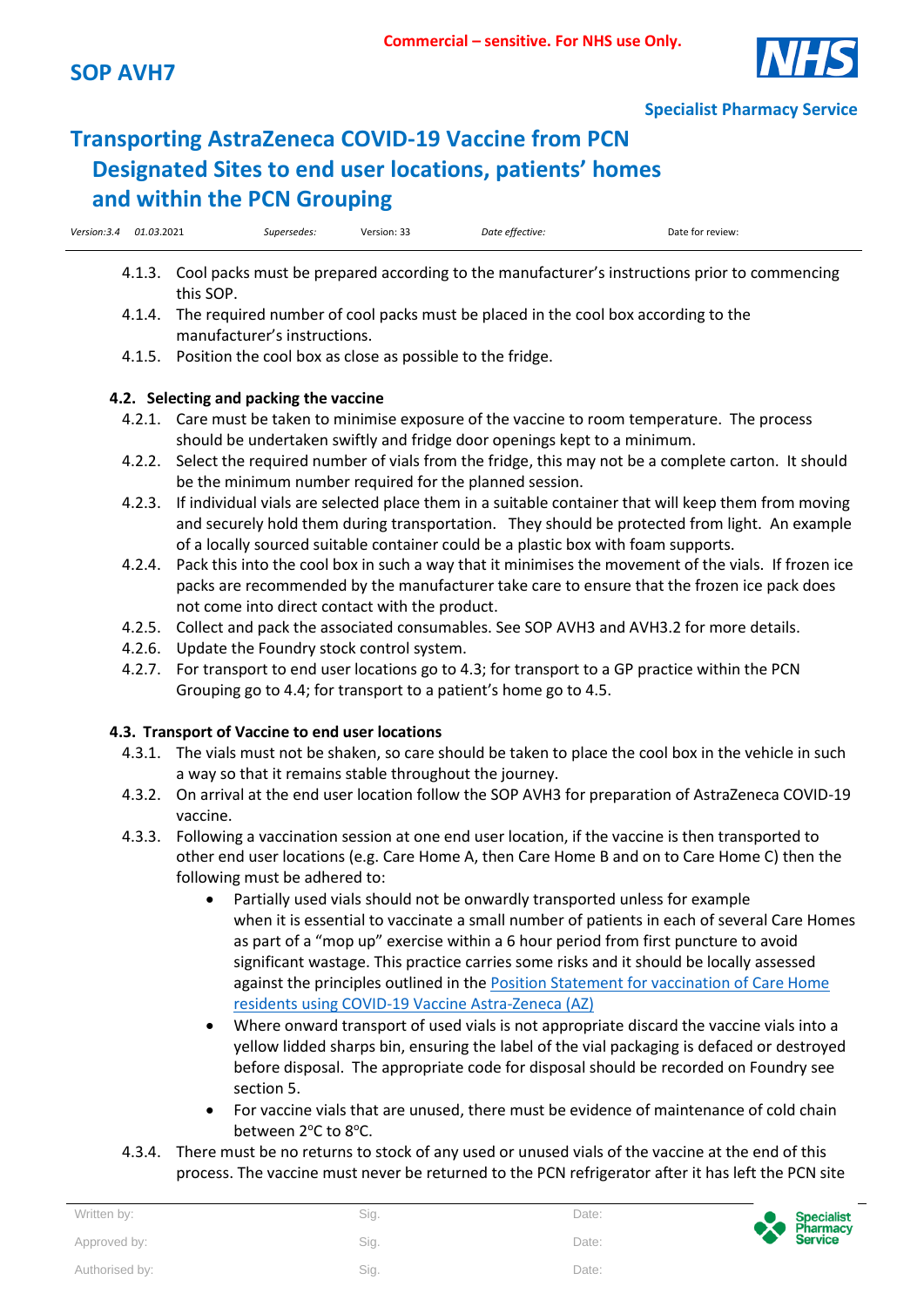4.1.3. Cool packs must be prepared according to the manufacturer's instructions prior to commencing this SOP.

4.1.4. The required number of cool packs must be placed in the cool box according to the manufacturer's instructions.

4.1.5. Position the cool box as close as possible to the fridge.

**4.2. Selecting and packing the vaccine**

4.2.1. Care must be taken to minimise exposure of the vaccine to room temperature. The process should be undertaken swiftly and fridge door openings kept to a minimum.

4.2.2. Select the required number of vials from the fridge, this may not be a complete carton. It should be the minimum number required for the planned session.

4.2.3. If individual vials are selected place them in a suitable container that will keep them from moving and securely hold them during transportation. They should be protected from light. An example of a locally sourced suitable container could be a plastic box with foam supports.

4.2.4. Pack this into the cool box in such a way that it minimises the movement of the vials. If frozen ice packs are recommended by the manufacturer take care to ensure that the frozen ice pack does not come into direct contact with the product.

4.2.5. Collect and pack the associated consumables. See SOP AVH3 and AVH3.2 for more details.

4.2.6. Update the Foundry stock control system.

4.2.7. For transport to end user locations go to 4.3; for transport to a GP practice within the PCN Grouping go to 4.4; for transport to a patient's home go to 4.5.

**4.3. Transport of Vaccine to end user locations**

4.3.1. The vials must not be shaken, so care should be taken to place the cool box in the vehicle in such a way so that it remains stable throughout the journey.

4.3.2. On arrival at the end user location follow the SOP AVH3 for preparation of AstraZeneca COVID-19 vaccine.

4.3.3. Following a vaccination session at one end user location, if the vaccine is then transported to other end user locations (e.g. Care Home A, then Care Home B and on to Care Home C) then the following must be adhered to:

- Partially used vials should not be onwardly transported unless for example when it is essential to vaccinate a small number of patients in each of several Care Homes as part of a "mop up" exercise within a 6 hour period from first puncture to avoid significant wastage. This practice carries some risks and it should be locally assessed against the principles outlined in the Position Statement for vaccination of Care Home residents using COVID-19 Vaccine Astra-Zeneca (AZ)
- Where onward transport of used vials is not appropriate discard the vaccine vials into a yellow lidded sharps bin, ensuring the label of the vial packaging is defaced or destroyed before disposal. The appropriate code for disposal should be recorded on Foundry see section 5.
- For vaccine vials that are unused, there must be evidence of maintenance of cold chain between 2°C to 8°C.

4.3.4. There must be no returns to stock of any used or unused vials of the vaccine at the end of this process. The vaccine must never be returned to the PCN refrigerator after it has left the PCN site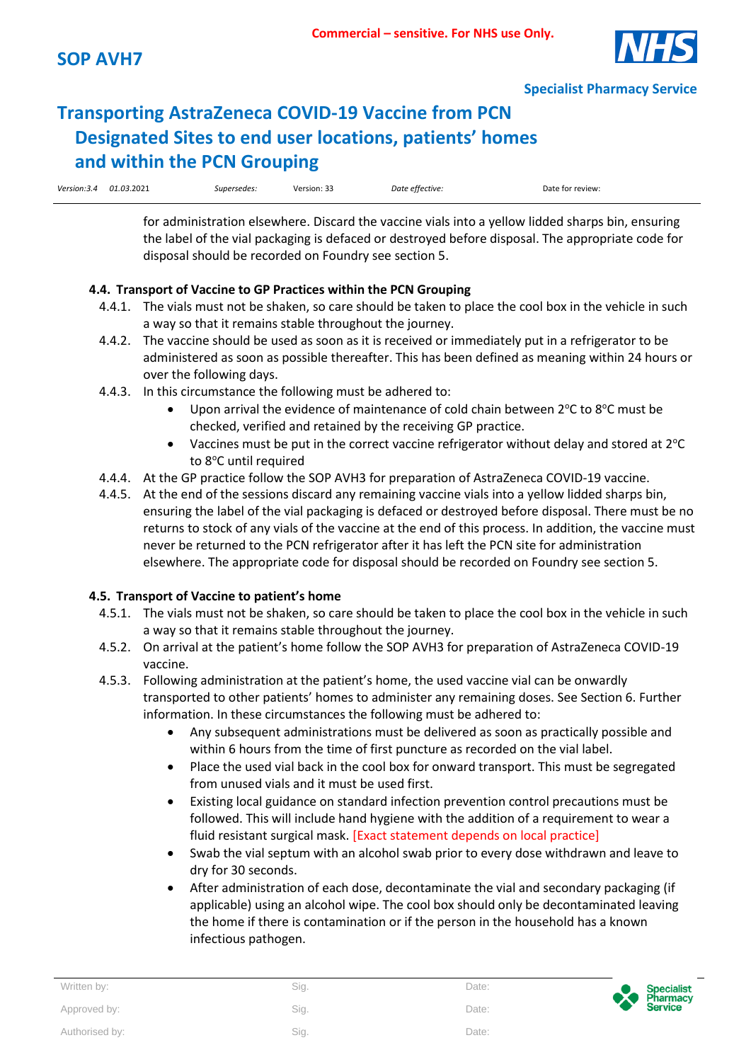for administration elsewhere. Discard the vaccine vials into a yellow lidded sharps bin, ensuring the label of the vial packaging is defaced or destroyed before disposal. The appropriate code for disposal should be recorded on Foundry see section 5.

### 4.4. Transport of Vaccine to GP Practices within the PCN Grouping

4.4.1. The vials must not be shaken, so care should be taken to place the cool box in the vehicle in such a way so that it remains stable throughout the journey.

4.4.2. The vaccine should be used as soon as it is received or immediately put in a refrigerator to be administered as soon as possible thereafter. This has been defined as meaning within 24 hours or over the following days.

4.4.3. In this circumstance the following must be adhered to:

- Upon arrival the evidence of maintenance of cold chain between 2°C to 8°C must be checked, verified and retained by the receiving GP practice.
- Vaccines must be put in the correct vaccine refrigerator without delay and stored at 2°C to 8°C until required

4.4.4. At the GP practice follow the SOP AVH3 for preparation of AstraZeneca COVID-19 vaccine.

4.4.5. At the end of the sessions discard any remaining vaccine vials into a yellow lidded sharps bin, ensuring the label of the vial packaging is defaced or destroyed before disposal. There must be no returns to stock of any vials of the vaccine at the end of this process. In addition, the vaccine must never be returned to the PCN refrigerator after it has left the PCN site for administration elsewhere. The appropriate code for disposal should be recorded on Foundry see section 5.

### 4.5. Transport of Vaccine to patient's home

4.5.1. The vials must not be shaken, so care should be taken to place the cool box in the vehicle in such a way so that it remains stable throughout the journey.

4.5.2. On arrival at the patient's home follow the SOP AVH3 for preparation of AstraZeneca COVID-19 vaccine.

4.5.3. Following administration at the patient's home, the used vaccine vial can be onwardly transported to other patients' homes to administer any remaining doses. See Section 6. Further information. In these circumstances the following must be adhered to:

- Any subsequent administrations must be delivered as soon as practically possible and within 6 hours from the time of first puncture as recorded on the vial label.
- Place the used vial back in the cool box for onward transport. This must be segregated from unused vials and it must be used first.
- Existing local guidance on standard infection prevention control precautions must be followed. This will include hand hygiene with the addition of a requirement to wear a fluid resistant surgical mask. [Exact statement depends on local practice]
- Swab the vial septum with an alcohol swab prior to every dose withdrawn and leave to dry for 30 seconds.
- After administration of each dose, decontaminate the vial and secondary packaging (if applicable) using an alcohol wipe. The cool box should only be decontaminated leaving the home if there is contamination or if the person in the household has a known infectious pathogen.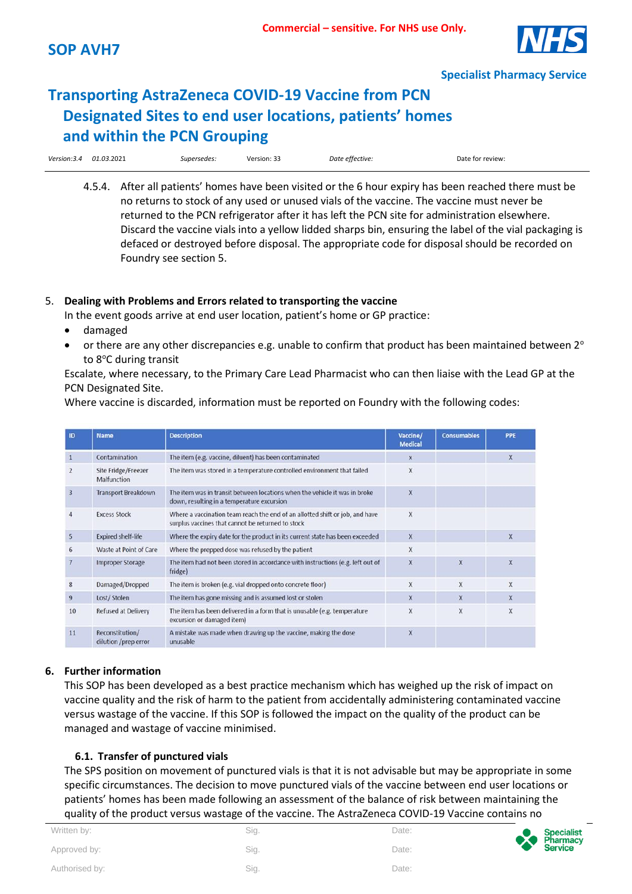4.5.4. After all patients' homes have been visited or the 6 hour expiry has been reached there must be no returns to stock of any used or unused vials of the vaccine. The vaccine must never be returned to the PCN refrigerator after it has left the PCN site for administration elsewhere. Discard the vaccine vials into a yellow lidded sharps bin, ensuring the label of the vial packaging is defaced or destroyed before disposal. The appropriate code for disposal should be recorded on Foundry see section 5.

## 5. Dealing with Problems and Errors related to transporting the vaccine

In the event goods arrive at end user location, patient's home or GP practice:

- damaged
- or there are any other discrepancies e.g. unable to confirm that product has been maintained between 2° to 8°C during transit

Escalate, where necessary, to the Primary Care Lead Pharmacist who can then liaise with the Lead GP at the PCN Designated Site.

Where vaccine is discarded, information must be reported on Foundry with the following codes:

| ID | Name | Description | Vaccine/ Medical | Consumables | PPE |
|---|---|---|---|---|---|
| 1 | Contamination | The item (e.g. vaccine, diluent) has been contaminated | x | | X |
| 2 | Site Fridge/Freezer Malfunction | The item was stored in a temperature controlled environment that failed | X | | |
| 3 | Transport Breakdown | The item was in transit between locations when the vehicle it was in broke down, resulting in a temperature excursion | X | | |
| 4 | Excess Stock | Where a vaccination team reach the end of an allotted shift or job, and have surplus vaccines that cannot be returned to stock | X | | |
| 5 | Expired shelf-life | The expiry date for the product in its current state has been exceeded | X | | X |
| 6 | Waste at Point of Care | Where the prepped dose was refused by the patient | X | | |
| 7 | Improper Storage | The item had not been stored in accordance with instructions (e.g. left out of fridge) | X | X | X |
| 8 | Damaged/Dropped | The item is broken (e.g. vial dropped onto concrete floor) | X | X | X |
| 9 | Lost/ Stolen | The item has gone missing and is assumed lost or stolen | X | X | X |
| 10 | Refused at Delivery | The item has been delivered in a form that is unusable (e.g. temperature excursion or damaged item) | X | X | X |
| 11 | Reconstitution/ dilution /prep error | A mistake was made when drawing up the vaccine, making the dose unusable | X | | |

## 6. Further information

This SOP has been developed as a best practice mechanism which has weighed up the risk of impact on vaccine quality and the risk of harm to the patient from accidentally administering contaminated vaccine versus wastage of the vaccine. If this SOP is followed the impact on the quality of the product can be managed and wastage of vaccine minimised.

### 6.1. Transfer of punctured vials

The SPS position on movement of punctured vials is that it is not advisable but may be appropriate in some specific circumstances. The decision to move punctured vials of the vaccine between end user locations or patients' homes has been made following an assessment of the balance of risk between maintaining the quality of the product versus wastage of the vaccine. The AstraZeneca COVID-19 Vaccine contains no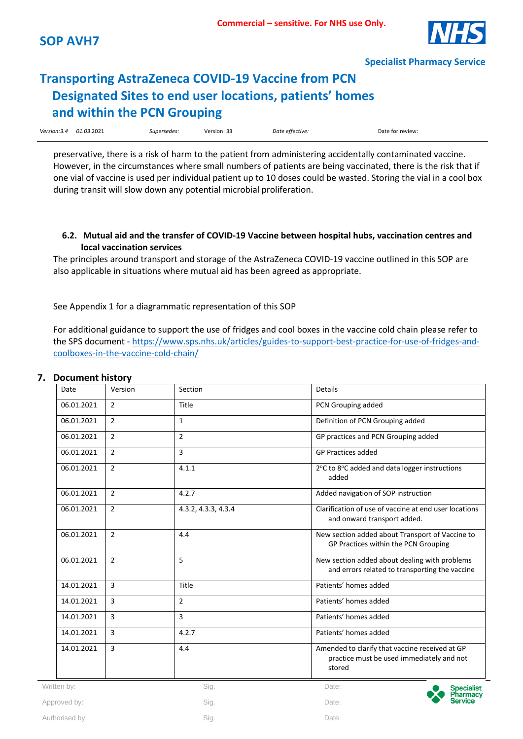preservative, there is a risk of harm to the patient from administering accidentally contaminated vaccine. However, in the circumstances where small numbers of patients are being vaccinated, there is the risk that if one vial of vaccine is used per individual patient up to 10 doses could be wasted. Storing the vial in a cool box during transit will slow down any potential microbial proliferation.

### 6.2. Mutual aid and the transfer of COVID-19 Vaccine between hospital hubs, vaccination centres and local vaccination services

The principles around transport and storage of the AstraZeneca COVID-19 vaccine outlined in this SOP are also applicable in situations where mutual aid has been agreed as appropriate.

See Appendix 1 for a diagrammatic representation of this SOP

For additional guidance to support the use of fridges and cool boxes in the vaccine cold chain please refer to the SPS document - https://www.sps.nhs.uk/articles/guides-to-support-best-practice-for-use-of-fridges-and-coolboxes-in-the-vaccine-cold-chain/

## 7. Document history

| Date | Version | Section | Details |
|---|---|---|---|
| 06.01.2021 | 2 | Title | PCN Grouping added |
| 06.01.2021 | 2 | 1 | Definition of PCN Grouping added |
| 06.01.2021 | 2 | 2 | GP practices and PCN Grouping added |
| 06.01.2021 | 2 | 3 | GP Practices added |
| 06.01.2021 | 2 | 4.1.1 | 2°C to 8°C added and data logger instructions added |
| 06.01.2021 | 2 | 4.2.7 | Added navigation of SOP instruction |
| 06.01.2021 | 2 | 4.3.2, 4.3.3, 4.3.4 | Clarification of use of vaccine at end user locations and onward transport added. |
| 06.01.2021 | 2 | 4.4 | New section added about Transport of Vaccine to GP Practices within the PCN Grouping |
| 06.01.2021 | 2 | 5 | New section added about dealing with problems and errors related to transporting the vaccine |
| 14.01.2021 | 3 | Title | Patients' homes added |
| 14.01.2021 | 3 | 2 | Patients' homes added |
| 14.01.2021 | 3 | 3 | Patients' homes added |
| 14.01.2021 | 3 | 4.2.7 | Patients' homes added |
| 14.01.2021 | 3 | 4.4 | Amended to clarify that vaccine received at GP practice must be used immediately and not stored |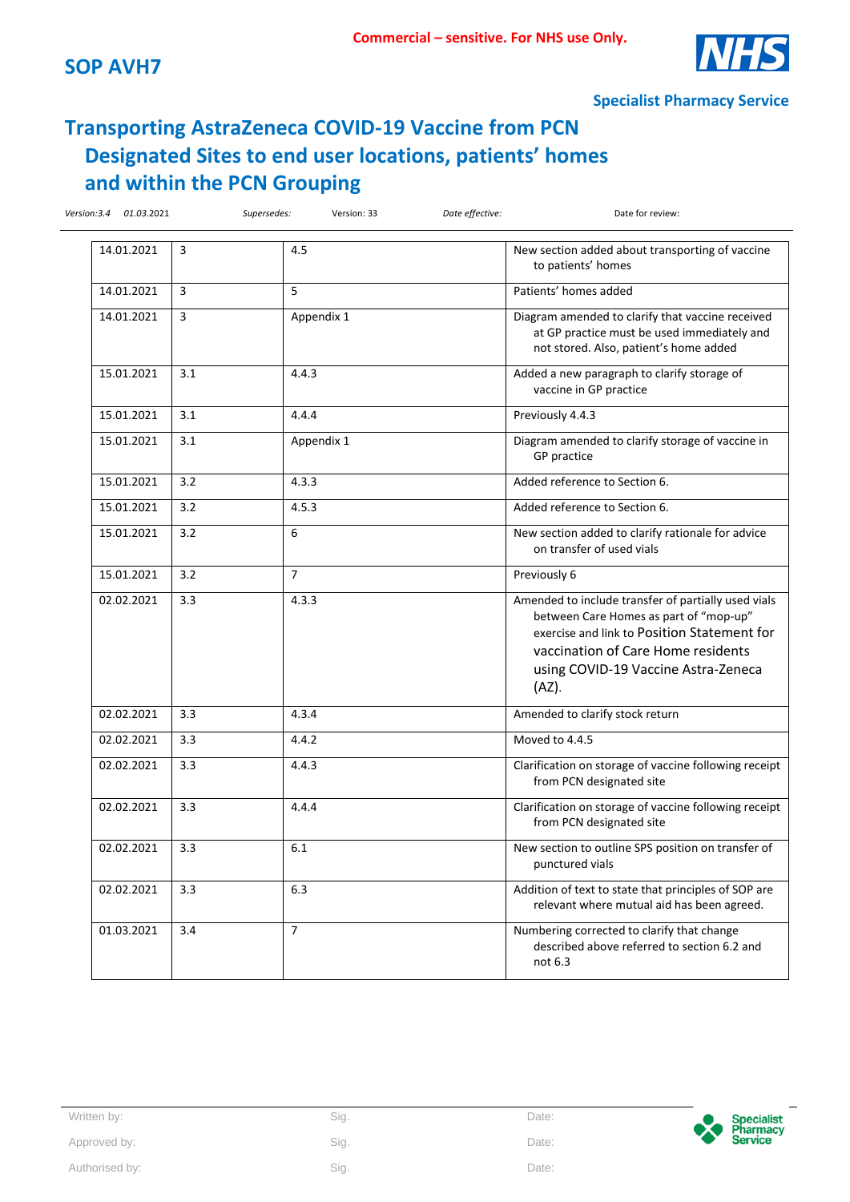| 14.01.2021 | 3 | 4.5 | New section added about transporting of vaccine to patients' homes |
|---|---|---|---|
| 14.01.2021 | 3 | 5 | Patients' homes added |
| 14.01.2021 | 3 | Appendix 1 | Diagram amended to clarify that vaccine received at GP practice must be used immediately and not stored. Also, patient's home added |
| 15.01.2021 | 3.1 | 4.4.3 | Added a new paragraph to clarify storage of vaccine in GP practice |
| 15.01.2021 | 3.1 | 4.4.4 | Previously 4.4.3 |
| 15.01.2021 | 3.1 | Appendix 1 | Diagram amended to clarify storage of vaccine in GP practice |
| 15.01.2021 | 3.2 | 4.3.3 | Added reference to Section 6. |
| 15.01.2021 | 3.2 | 4.5.3 | Added reference to Section 6. |
| 15.01.2021 | 3.2 | 6 | New section added to clarify rationale for advice on transfer of used vials |
| 15.01.2021 | 3.2 | 7 | Previously 6 |
| 02.02.2021 | 3.3 | 4.3.3 | Amended to include transfer of partially used vials between Care Homes as part of "mop-up" exercise and link to Position Statement for vaccination of Care Home residents using COVID-19 Vaccine Astra-Zeneca (AZ). |
| 02.02.2021 | 3.3 | 4.3.4 | Amended to clarify stock return |
| 02.02.2021 | 3.3 | 4.4.2 | Moved to 4.4.5 |
| 02.02.2021 | 3.3 | 4.4.3 | Clarification on storage of vaccine following receipt from PCN designated site |
| 02.02.2021 | 3.3 | 4.4.4 | Clarification on storage of vaccine following receipt from PCN designated site |
| 02.02.2021 | 3.3 | 6.1 | New section to outline SPS position on transfer of punctured vials |
| 02.02.2021 | 3.3 | 6.3 | Addition of text to state that principles of SOP are relevant where mutual aid has been agreed. |
| 01.03.2021 | 3.4 | 7 | Numbering corrected to clarify that change described above referred to section 6.2 and not 6.3 |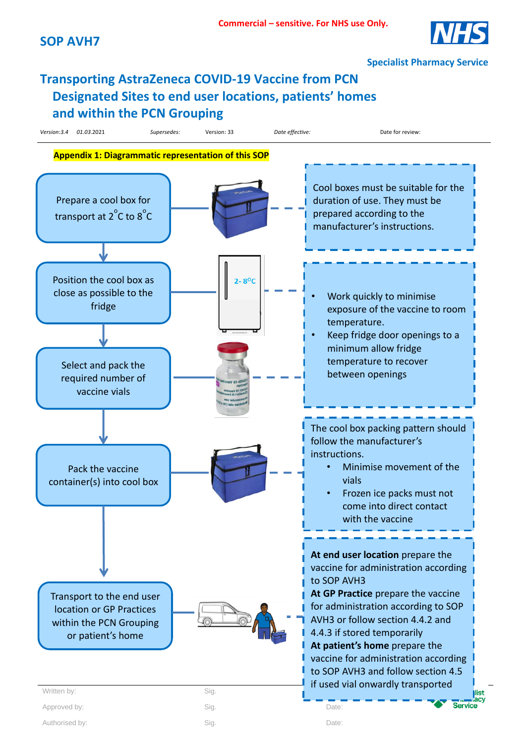## Appendix 1: Diagrammatic representation of this SOP

Prepare a cool box for transport at 2°C to 8°C

Cool boxes must be suitable for the duration of use. They must be prepared according to the manufacturer's instructions.

Position the cool box as close as possible to the fridge

2- 8$^{o}$C

Select and pack the required number of vaccine vials

- Work quickly to minimise exposure of the vaccine to room temperature.
- Keep fridge door openings to a minimum allow fridge temperature to recover between openings

Pack the vaccine container(s) into cool box

The cool box packing pattern should follow the manufacturer's instructions.

- Minimise movement of the vials
- Frozen ice packs must not come into direct contact with the vaccine

Transport to the end user location or GP Practices within the PCN Grouping or patient's home

**At end user location** prepare the vaccine for administration according to SOP AVH3

**At GP Practice** prepare the vaccine for administration according to SOP AVH3 or follow section 4.4.2 and 4.4.3 if stored temporarily

**At patient's home** prepare the vaccine for administration according to SOP AVH3 and follow section 4.5 if used vial onwardly transported